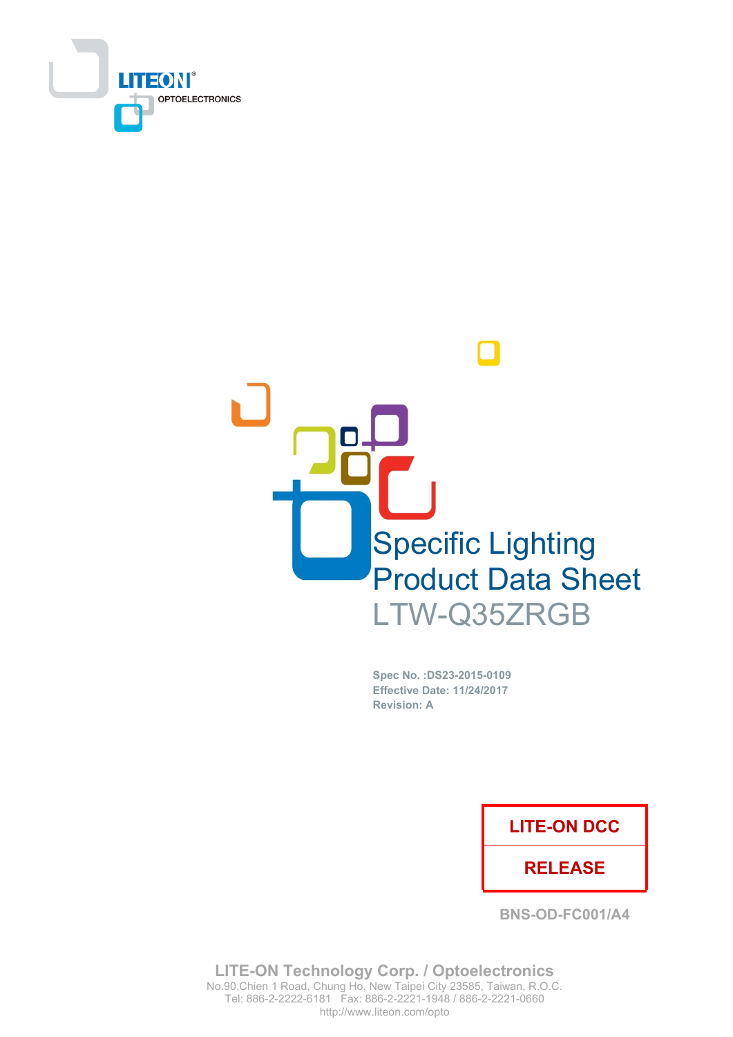LITEON® OPTOELECTRONICS

# Specific Lighting Product Data Sheet

## LTW-Q35ZRGB

**Spec No. :DS23-2015-0109**
**Effective Date: 11/24/2017**
**Revision: A**

| LITE-ON DCC |
| --- |
| RELEASE |

BNS-OD-FC001/A4

**LITE-ON Technology Corp. / Optoelectronics**
No.90,Chien 1 Road, Chung Ho, New Taipei City 23585, Taiwan, R.O.C.
Tel: 886-2-2222-6181 Fax: 886-2-2221-1948 / 886-2-2221-0660
http://www.liteon.com/opto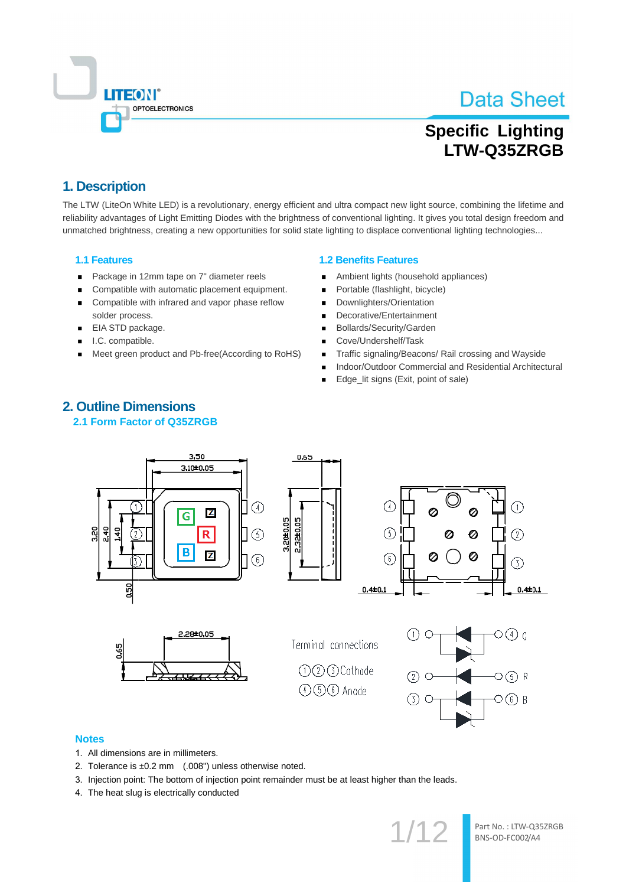# Data Sheet

## Specific Lighting
## LTW-Q35ZRGB

## 1. Description

The LTW (LiteOn White LED) is a revolutionary, energy efficient and ultra compact new light source, combining the lifetime and reliability advantages of Light Emitting Diodes with the brightness of conventional lighting. It gives you total design freedom and unmatched brightness, creating a new opportunities for solid state lighting to displace conventional lighting technologies...

### 1.1 Features

- Package in 12mm tape on 7" diameter reels
- Compatible with automatic placement equipment.
- Compatible with infrared and vapor phase reflow solder process.
- EIA STD package.
- I.C. compatible.
- Meet green product and Pb-free(According to RoHS)

### 1.2 Benefits Features

- Ambient lights (household appliances)
- Portable (flashlight, bicycle)
- Downlighters/Orientation
- Decorative/Entertainment
- Bollards/Security/Garden
- Cove/Undershelf/Task
- Traffic signaling/Beacons/ Rail crossing and Wayside
- Indoor/Outdoor Commercial and Residential Architectural
- Edge_lit signs (Exit, point of sale)

## 2. Outline Dimensions

### 2.1 Form Factor of Q35ZRGB

Terminal connections

①②③Cathode

④⑤⑥Anode

### Notes

1. All dimensions are in millimeters.
2. Tolerance is ±0.2 mm (.008") unless otherwise noted.
3. Injection point: The bottom of injection point remainder must be at least higher than the leads.
4. The heat slug is electrically conducted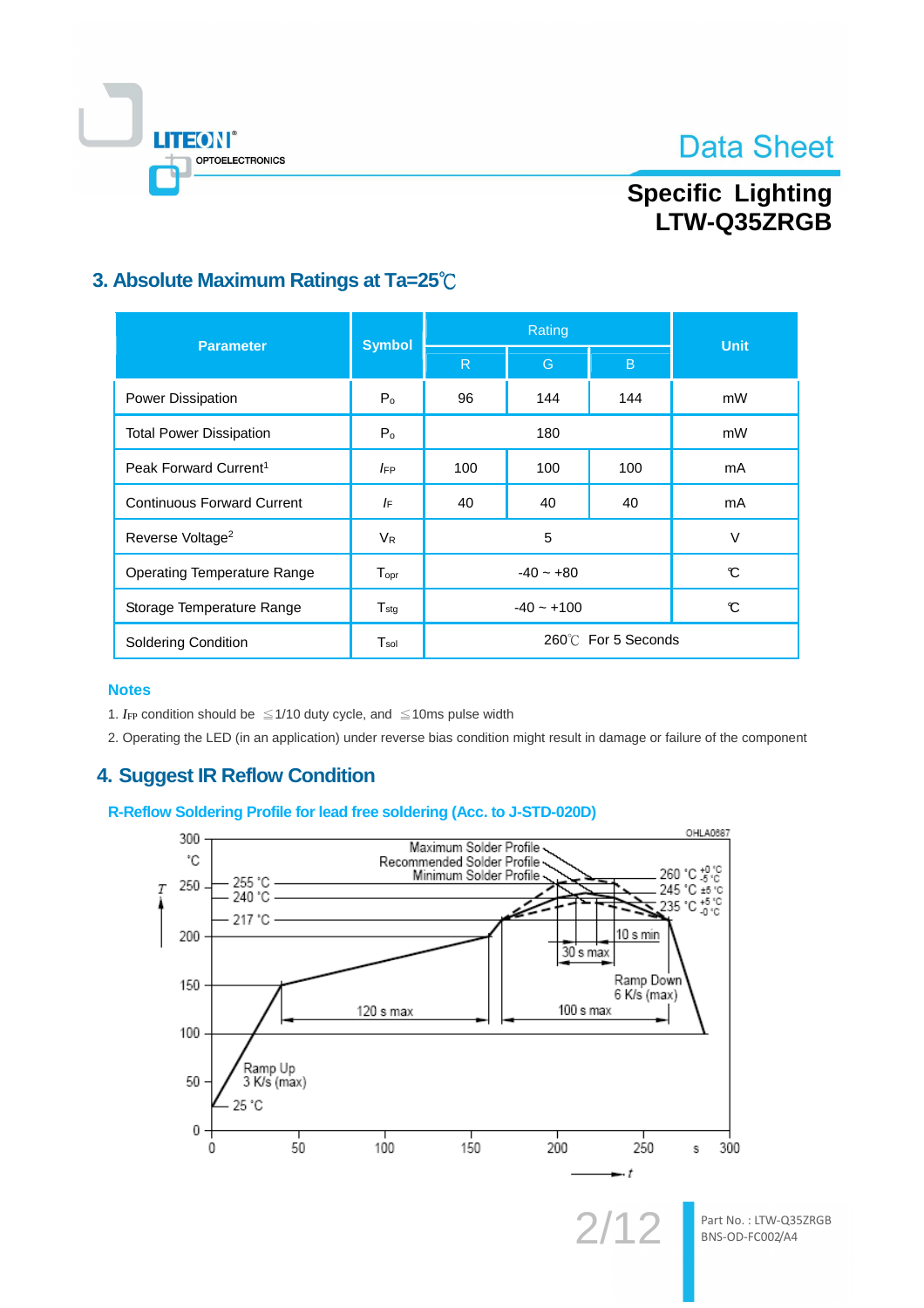## 3. Absolute Maximum Ratings at Ta=25℃

| Parameter | Symbol | Rating | | | Unit |
|---|---|---|---|---|---|
| | | R | G | B | |
| Power Dissipation | $P_o$ | 96 | 144 | 144 | mW |
| Total Power Dissipation | $P_o$ | 180 | | | mW |
| Peak Forward Current[1] | $I_{FP}$ | 100 | 100 | 100 | mA |
| Continuous Forward Current | $I_F$ | 40 | 40 | 40 | mA |
| Reverse Voltage[2] | $V_R$ | 5 | | | V |
| Operating Temperature Range | $T_{opr}$ | -40 ~ +80 | | | ℃ |
| Storage Temperature Range | $T_{stg}$ | -40 ~ +100 | | | ℃ |
| Soldering Condition | $T_{sol}$ | 260℃ For 5 Seconds | | | |

**Notes**

1. $I_{FP}$ condition should be ≦1/10 duty cycle, and ≦10ms pulse width
2. Operating the LED (in an application) under reverse bias condition might result in damage or failure of the component

## 4. Suggest IR Reflow Condition

**R-Reflow Soldering Profile for lead free soldering (Acc. to J-STD-020D)**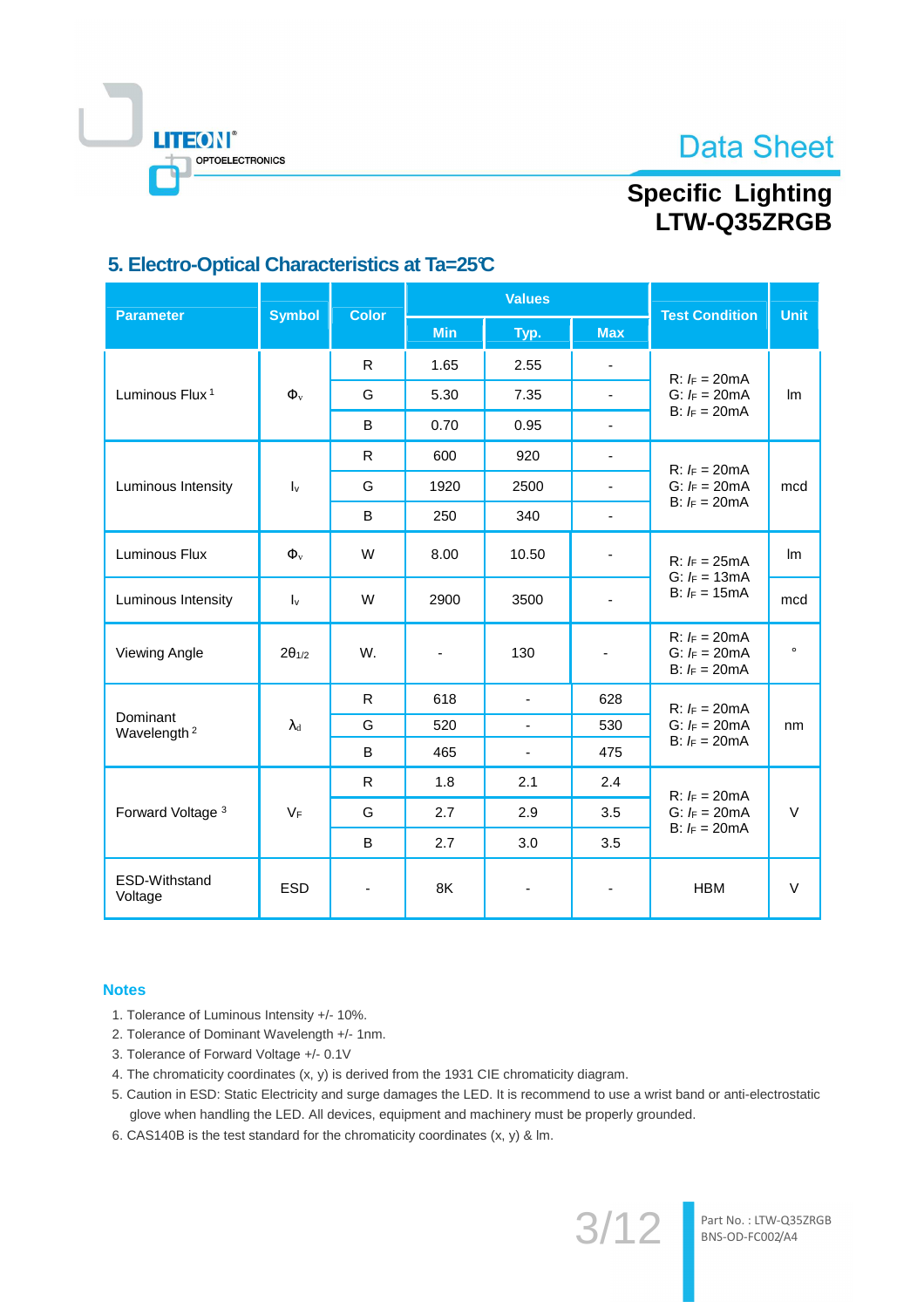## 5. Electro-Optical Characteristics at Ta=25℃

| Parameter | Symbol | Color | Values | | | Test Condition | Unit |
|---|---|---|---|---|---|---|---|
| | | | Min | Typ. | Max | | |
| Luminous Flux [1] | $\Phi_v$ | R | 1.65 | 2.55 | - | R: $I_F$ = 20mA<br>G: $I_F$ = 20mA<br>B: $I_F$ = 20mA | lm |
| | | G | 5.30 | 7.35 | - | | |
| | | B | 0.70 | 0.95 | - | | |
| Luminous Intensity | $I_v$ | R | 600 | 920 | - | R: $I_F$ = 20mA<br>G: $I_F$ = 20mA<br>B: $I_F$ = 20mA | mcd |
| | | G | 1920 | 2500 | - | | |
| | | B | 250 | 340 | - | | |
| Luminous Flux | $\Phi_v$ | W | 8.00 | 10.50 | - | R: $I_F$ = 25mA<br>G: $I_F$ = 13mA<br>B: $I_F$ = 15mA | lm |
| Luminous Intensity | $I_v$ | W | 2900 | 3500 | - | | mcd |
| Viewing Angle | $2\theta_{1/2}$ | W. | - | 130 | - | R: $I_F$ = 20mA<br>G: $I_F$ = 20mA<br>B: $I_F$ = 20mA | ° |
| Dominant Wavelength [2] | $\lambda_d$ | R | 618 | - | 628 | R: $I_F$ = 20mA<br>G: $I_F$ = 20mA<br>B: $I_F$ = 20mA | nm |
| | | G | 520 | - | 530 | | |
| | | B | 465 | - | 475 | | |
| Forward Voltage [3] | $V_F$ | R | 1.8 | 2.1 | 2.4 | R: $I_F$ = 20mA<br>G: $I_F$ = 20mA<br>B: $I_F$ = 20mA | V |
| | | G | 2.7 | 2.9 | 3.5 | | |
| | | B | 2.7 | 3.0 | 3.5 | | |
| ESD-Withstand Voltage | ESD | - | 8K | - | - | HBM | V |

### Notes

1. Tolerance of Luminous Intensity +/- 10%.
2. Tolerance of Dominant Wavelength +/- 1nm.
3. Tolerance of Forward Voltage +/- 0.1V
4. The chromaticity coordinates (x, y) is derived from the 1931 CIE chromaticity diagram.
5. Caution in ESD: Static Electricity and surge damages the LED. It is recommend to use a wrist band or anti-electrostatic glove when handling the LED. All devices, equipment and machinery must be properly grounded.
6. CAS140B is the test standard for the chromaticity coordinates (x, y) & lm.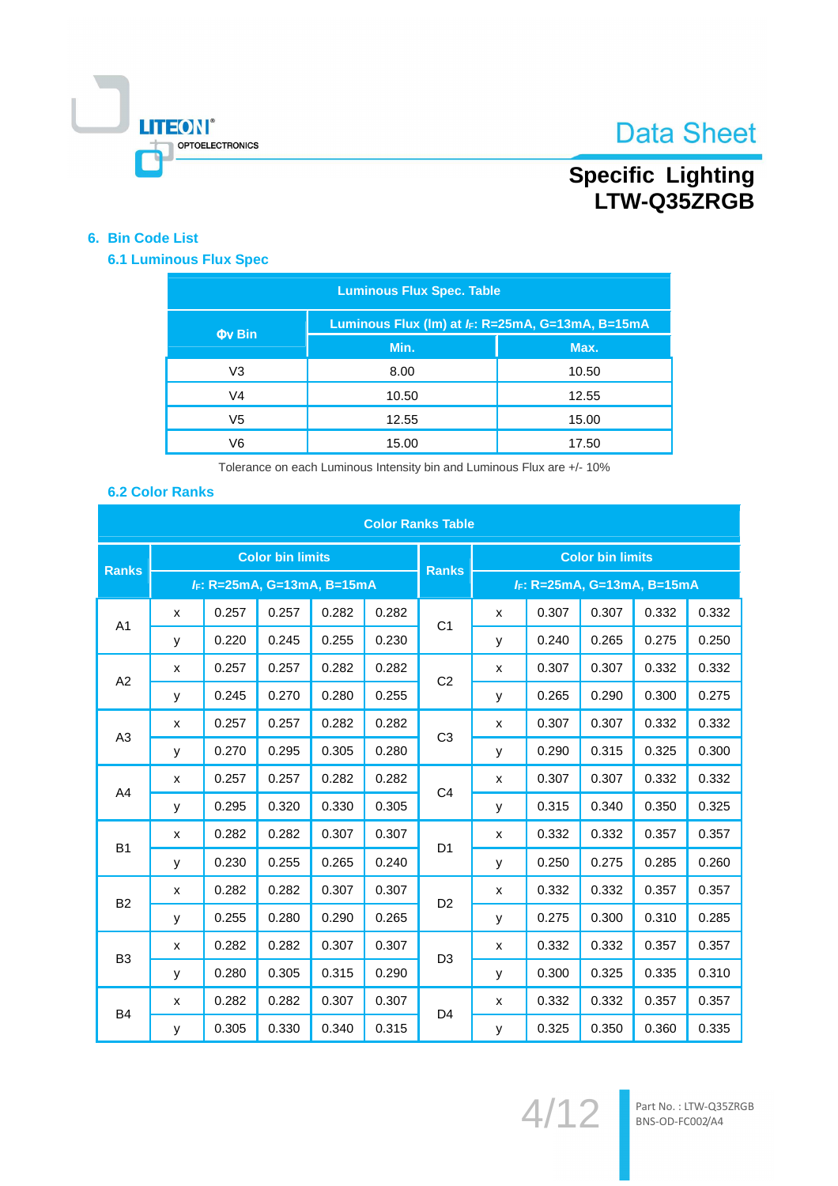## 6. Bin Code List

### 6.1 Luminous Flux Spec

| Luminous Flux Spec. Table | | |
|---|---|---|
| Φv Bin | Luminous Flux (lm) at $I_F$: R=25mA, G=13mA, B=15mA | |
| | Min. | Max. |
| V3 | 8.00 | 10.50 |
| V4 | 10.50 | 12.55 |
| V5 | 12.55 | 15.00 |
| V6 | 15.00 | 17.50 |

Tolerance on each Luminous Intensity bin and Luminous Flux are +/- 10%

### 6.2 Color Ranks

| Ranks | Color bin limits $I_F$: R=25mA, G=13mA, B=15mA | | | | | Ranks | Color bin limits $I_F$: R=25mA, G=13mA, B=15mA | | | | |
|---|---|---|---|---|---|---|---|---|---|---|---|
| A1 | x | 0.257 | 0.257 | 0.282 | 0.282 | C1 | x | 0.307 | 0.307 | 0.332 | 0.332 |
| | y | 0.220 | 0.245 | 0.255 | 0.230 | | y | 0.240 | 0.265 | 0.275 | 0.250 |
| A2 | x | 0.257 | 0.257 | 0.282 | 0.282 | C2 | x | 0.307 | 0.307 | 0.332 | 0.332 |
| | y | 0.245 | 0.270 | 0.280 | 0.255 | | y | 0.265 | 0.290 | 0.300 | 0.275 |
| A3 | x | 0.257 | 0.257 | 0.282 | 0.282 | C3 | x | 0.307 | 0.307 | 0.332 | 0.332 |
| | y | 0.270 | 0.295 | 0.305 | 0.280 | | y | 0.290 | 0.315 | 0.325 | 0.300 |
| A4 | x | 0.257 | 0.257 | 0.282 | 0.282 | C4 | x | 0.307 | 0.307 | 0.332 | 0.332 |
| | y | 0.295 | 0.320 | 0.330 | 0.305 | | y | 0.315 | 0.340 | 0.350 | 0.325 |
| B1 | x | 0.282 | 0.282 | 0.307 | 0.307 | D1 | x | 0.332 | 0.332 | 0.357 | 0.357 |
| | y | 0.230 | 0.255 | 0.265 | 0.240 | | y | 0.250 | 0.275 | 0.285 | 0.260 |
| B2 | x | 0.282 | 0.282 | 0.307 | 0.307 | D2 | x | 0.332 | 0.332 | 0.357 | 0.357 |
| | y | 0.255 | 0.280 | 0.290 | 0.265 | | y | 0.275 | 0.300 | 0.310 | 0.285 |
| B3 | x | 0.282 | 0.282 | 0.307 | 0.307 | D3 | x | 0.332 | 0.332 | 0.357 | 0.357 |
| | y | 0.280 | 0.305 | 0.315 | 0.290 | | y | 0.300 | 0.325 | 0.335 | 0.310 |
| B4 | x | 0.282 | 0.282 | 0.307 | 0.307 | D4 | x | 0.332 | 0.332 | 0.357 | 0.357 |
| | y | 0.305 | 0.330 | 0.340 | 0.315 | | y | 0.325 | 0.350 | 0.360 | 0.335 |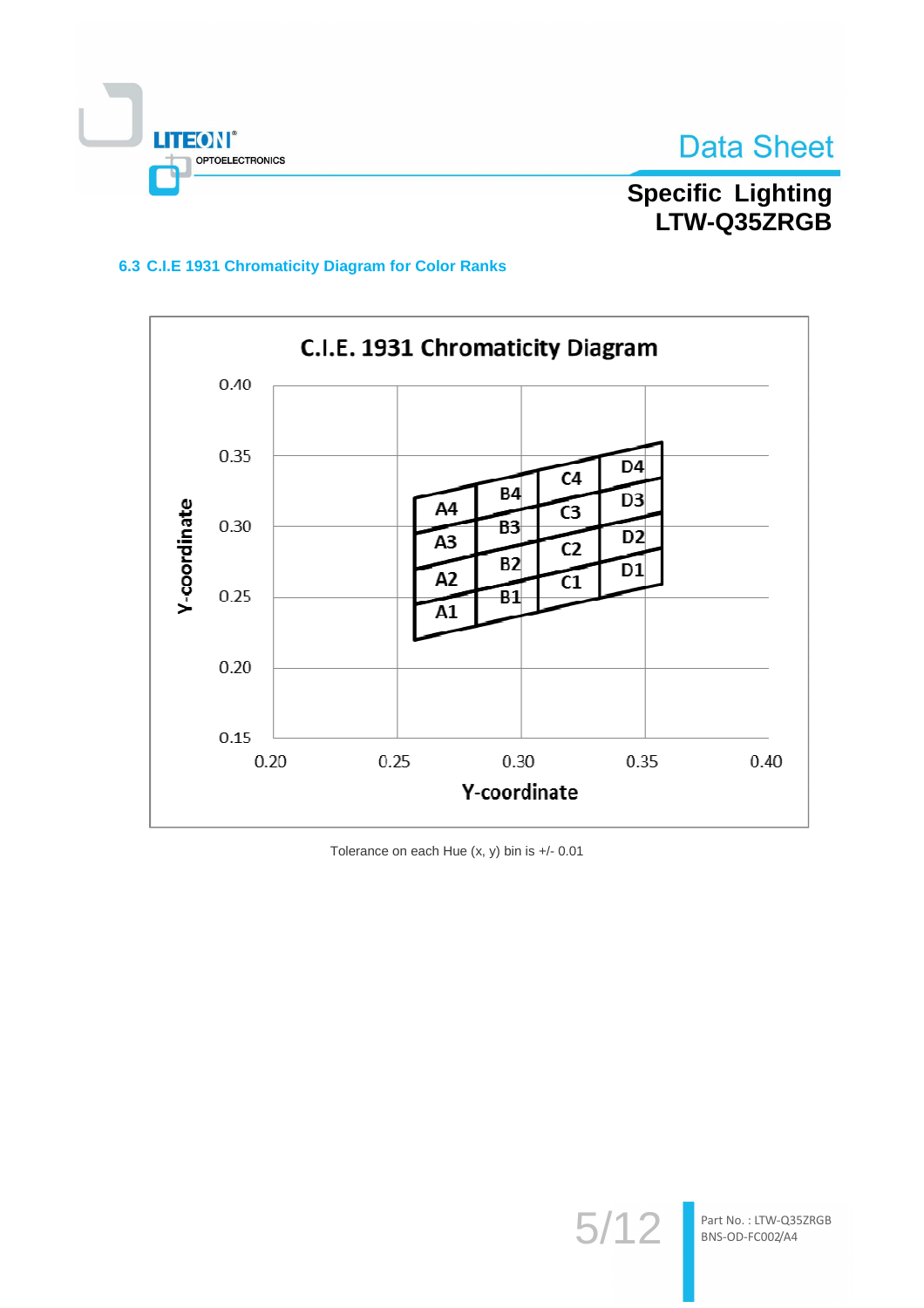### 6.3 C.I.E 1931 Chromaticity Diagram for Color Ranks

C.I.E. 1931 Chromaticity Diagram

Y-coordinate

0.40
0.35
0.30
0.25
0.20
0.15

A4 B4 C4 D4
A3 B3 C3 D3
A2 B2 C2 D2
A1 B1 C1 D1

0.20 0.25 0.30 0.35 0.40

Y-coordinate

Tolerance on each Hue (x, y) bin is +/- 0.01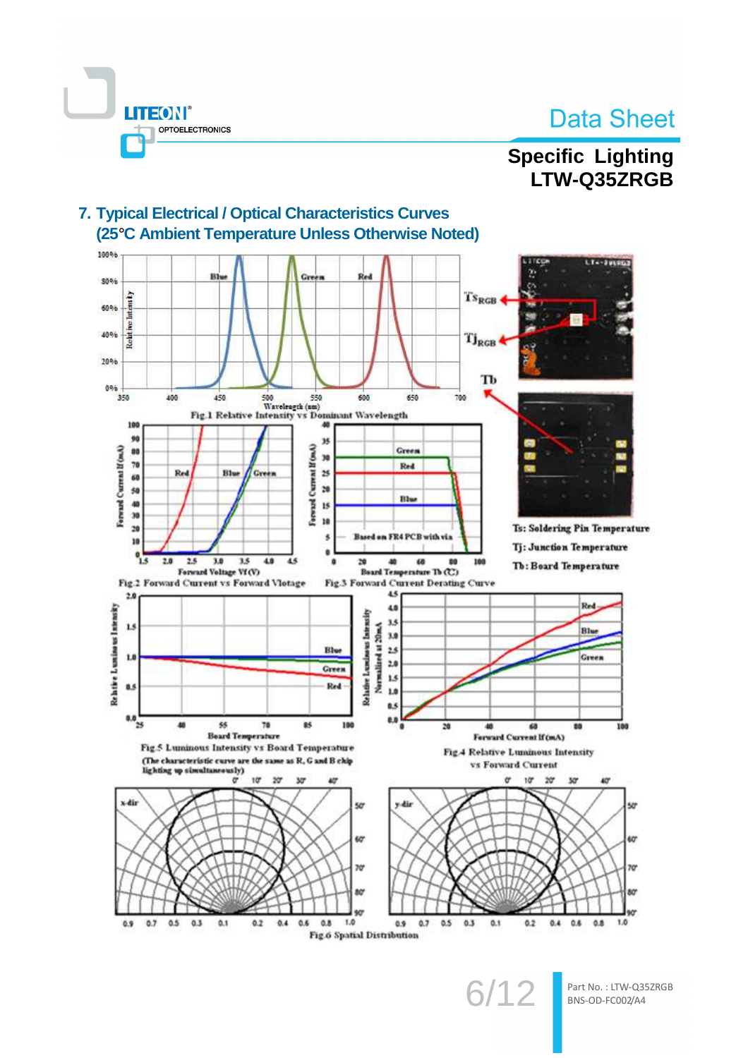## 7. Typical Electrical / Optical Characteristics Curves
## (25°C Ambient Temperature Unless Otherwise Noted)

Fig.1 Relative Intensity vs Dominant Wavelength

Ts: Soldering Pin Temperature

Tj: Junction Temperature

Tb: Board Temperature

Fig.2 Forward Current vs Forward Vlotage

Fig.3 Forward Current Derating Curve

Fig.5 Luminous Intensity vs Board Temperature
(The characteristic curve are the same as R, G and B chip lighting up simultaneously)

Fig.4 Relative Luminous Intensity vs Forward Current

Fig.6 Spatial Distribution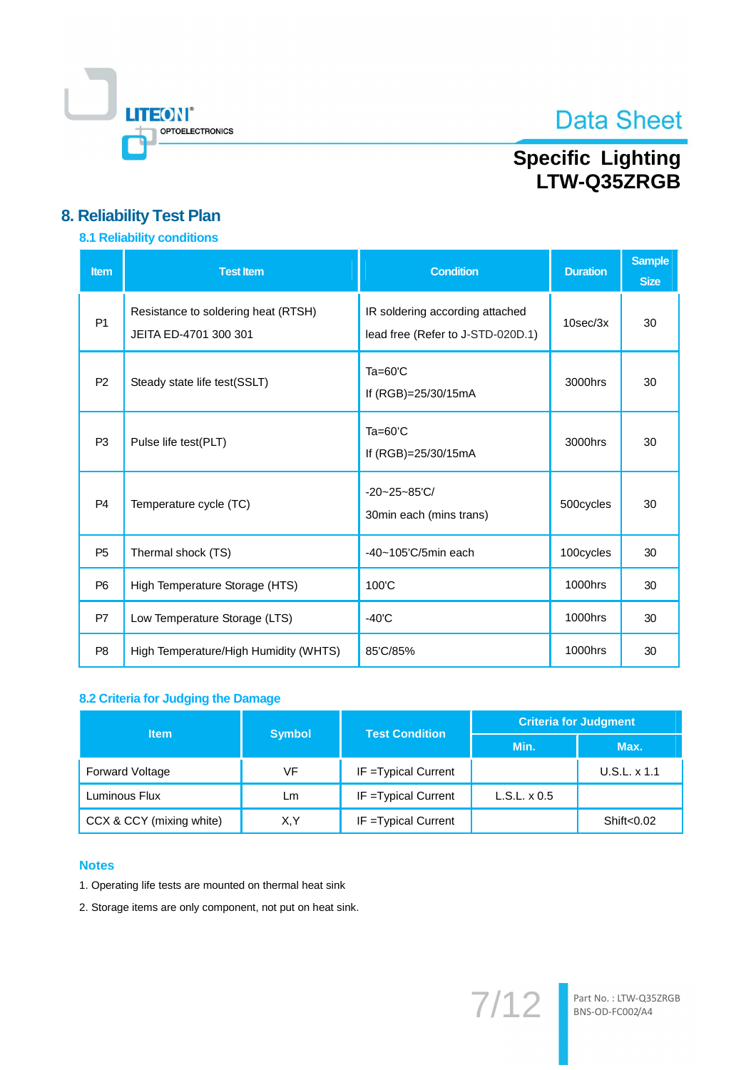# 8. Reliability Test Plan

## 8.1 Reliability conditions

| Item | Test Item | Condition | Duration | Sample Size |
|---|---|---|---|---|
| P1 | Resistance to soldering heat (RTSH)<br>JEITA ED-4701 300 301 | IR soldering according attached<br>lead free (Refer to J-STD-020D.1) | 10sec/3x | 30 |
| P2 | Steady state life test(SSLT) | Ta=60'C<br>If (RGB)=25/30/15mA | 3000hrs | 30 |
| P3 | Pulse life test(PLT) | Ta=60'C<br>If (RGB)=25/30/15mA | 3000hrs | 30 |
| P4 | Temperature cycle (TC) | -20~25~85'C/<br>30min each (mins trans) | 500cycles | 30 |
| P5 | Thermal shock (TS) | -40~105'C/5min each | 100cycles | 30 |
| P6 | High Temperature Storage (HTS) | 100'C | 1000hrs | 30 |
| P7 | Low Temperature Storage (LTS) | -40'C | 1000hrs | 30 |
| P8 | High Temperature/High Humidity (WHTS) | 85'C/85% | 1000hrs | 30 |

## 8.2 Criteria for Judging the Damage

| Item | Symbol | Test Condition | Criteria for Judgment | |
|---|---|---|---|---|
| | | | Min. | Max. |
| Forward Voltage | VF | IF =Typical Current | | U.S.L. x 1.1 |
| Luminous Flux | Lm | IF =Typical Current | L.S.L. x 0.5 | |
| CCX & CCY (mixing white) | X,Y | IF =Typical Current | | Shift<0.02 |

### Notes

1. Operating life tests are mounted on thermal heat sink
2. Storage items are only component, not put on heat sink.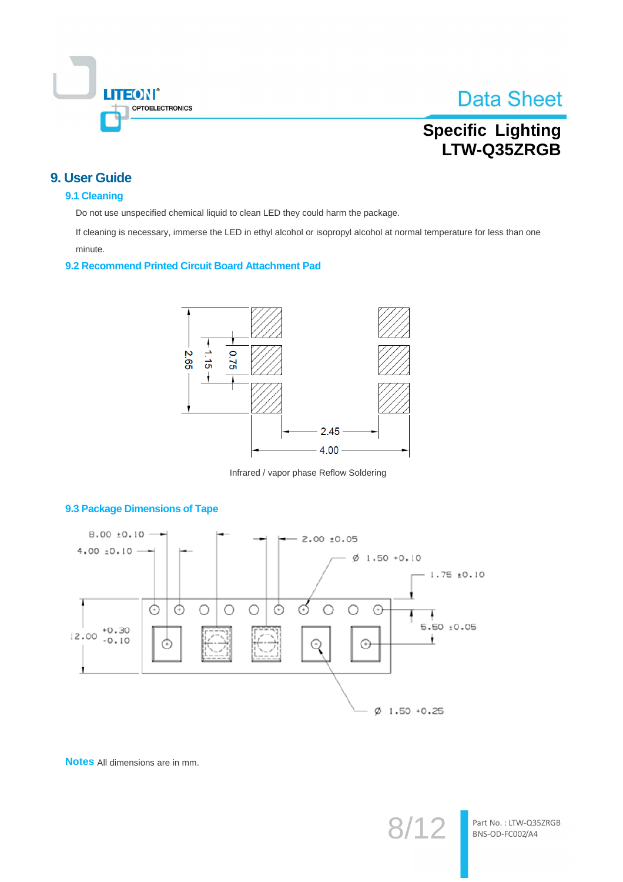## 9. User Guide

### 9.1 Cleaning

Do not use unspecified chemical liquid to clean LED they could harm the package.

If cleaning is necessary, immerse the LED in ethyl alcohol or isopropyl alcohol at normal temperature for less than one minute.

### 9.2 Recommend Printed Circuit Board Attachment Pad

2.65

1.15

0.75

2.45

4.00

Infrared / vapor phase Reflow Soldering

### 9.3 Package Dimensions of Tape

8.00 ±0.10

4.00 ±0.10

2.00 ±0.05

Ø 1.50 +0.10

1.75 ±0.10

5.50 ±0.05

12.00 +0.30 -0.10

Ø 1.50 +0.25

**Notes** All dimensions are in mm.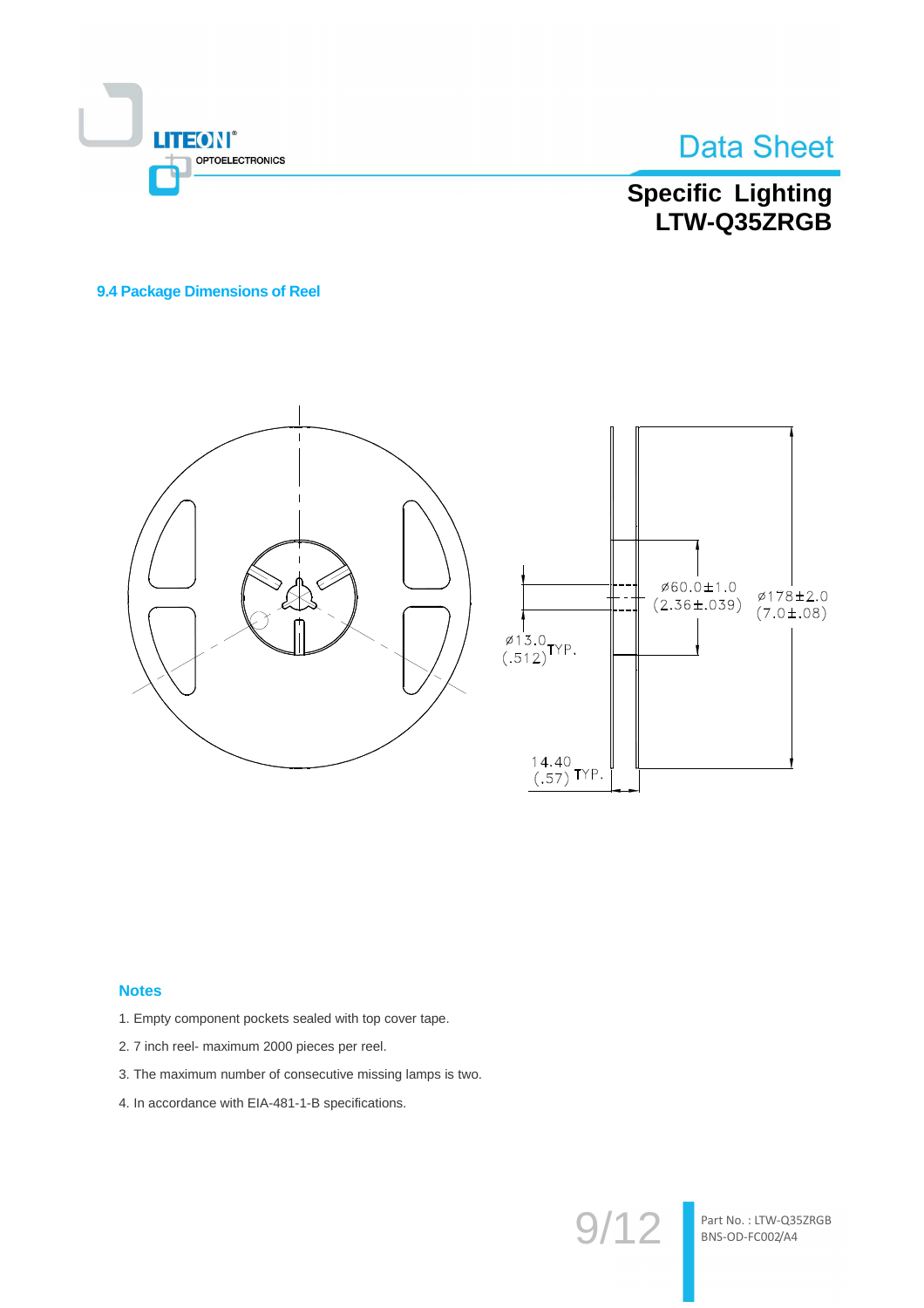### 9.4 Package Dimensions of Reel

ø60.0±1.0 (2.36±.039)

ø178±2.0 (7.0±.08)

ø13.0 (.512) TYP.

14.40 (.57) TYP.

**Notes**

1. Empty component pockets sealed with top cover tape.
2. 7 inch reel- maximum 2000 pieces per reel.
3. The maximum number of consecutive missing lamps is two.
4. In accordance with EIA-481-1-B specifications.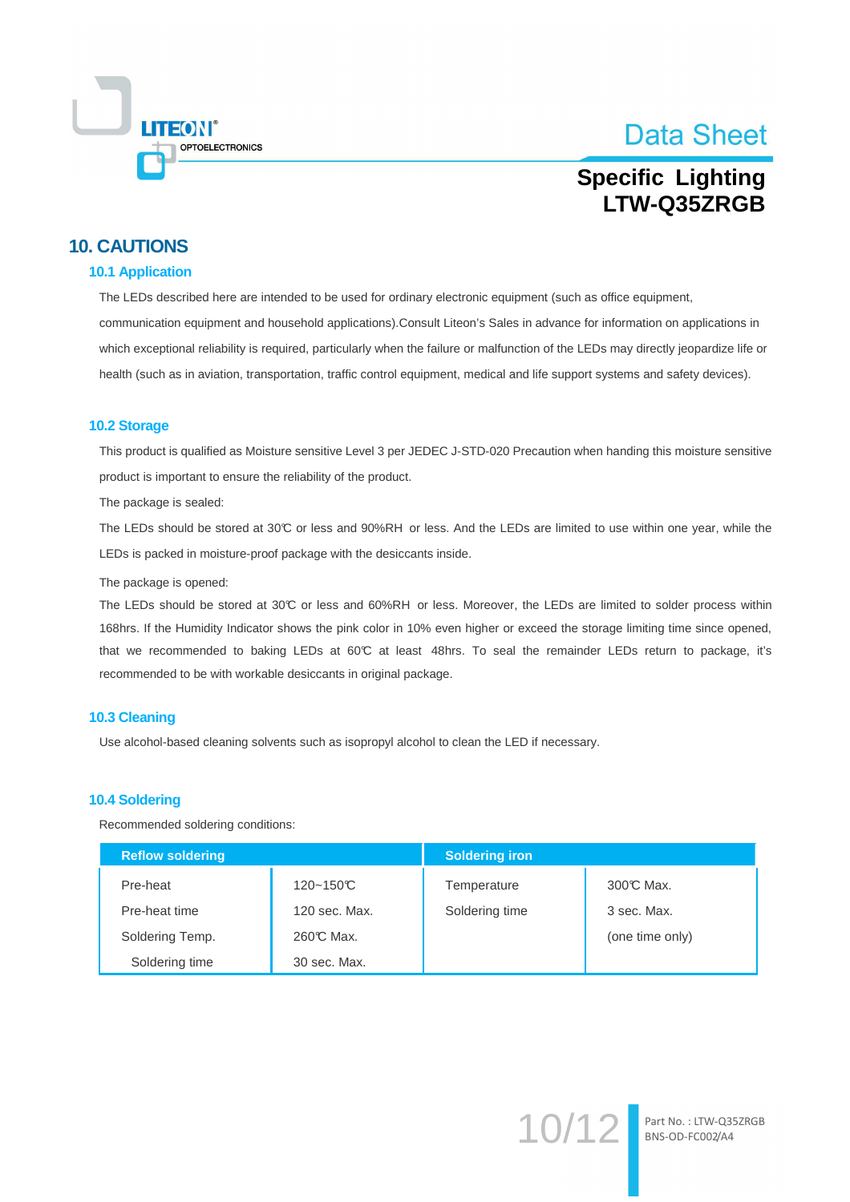## 10. CAUTIONS

### 10.1 Application

The LEDs described here are intended to be used for ordinary electronic equipment (such as office equipment, communication equipment and household applications).Consult Liteon's Sales in advance for information on applications in which exceptional reliability is required, particularly when the failure or malfunction of the LEDs may directly jeopardize life or health (such as in aviation, transportation, traffic control equipment, medical and life support systems and safety devices).

### 10.2 Storage

This product is qualified as Moisture sensitive Level 3 per JEDEC J-STD-020 Precaution when handing this moisture sensitive product is important to ensure the reliability of the product.

The package is sealed:

The LEDs should be stored at 30℃ or less and 90%RH or less. And the LEDs are limited to use within one year, while the LEDs is packed in moisture-proof package with the desiccants inside.

The package is opened:

The LEDs should be stored at 30℃ or less and 60%RH or less. Moreover, the LEDs are limited to solder process within 168hrs. If the Humidity Indicator shows the pink color in 10% even higher or exceed the storage limiting time since opened, that we recommended to baking LEDs at 60℃ at least 48hrs. To seal the remainder LEDs return to package, it's recommended to be with workable desiccants in original package.

### 10.3 Cleaning

Use alcohol-based cleaning solvents such as isopropyl alcohol to clean the LED if necessary.

### 10.4 Soldering

Recommended soldering conditions:

| Reflow soldering | | Soldering iron | |
|---|---|---|---|
| Pre-heat | 120~150℃ | Temperature | 300℃ Max. |
| Pre-heat time | 120 sec. Max. | Soldering time | 3 sec. Max. |
| Soldering Temp. | 260℃ Max. | | (one time only) |
| Soldering time | 30 sec. Max. | | |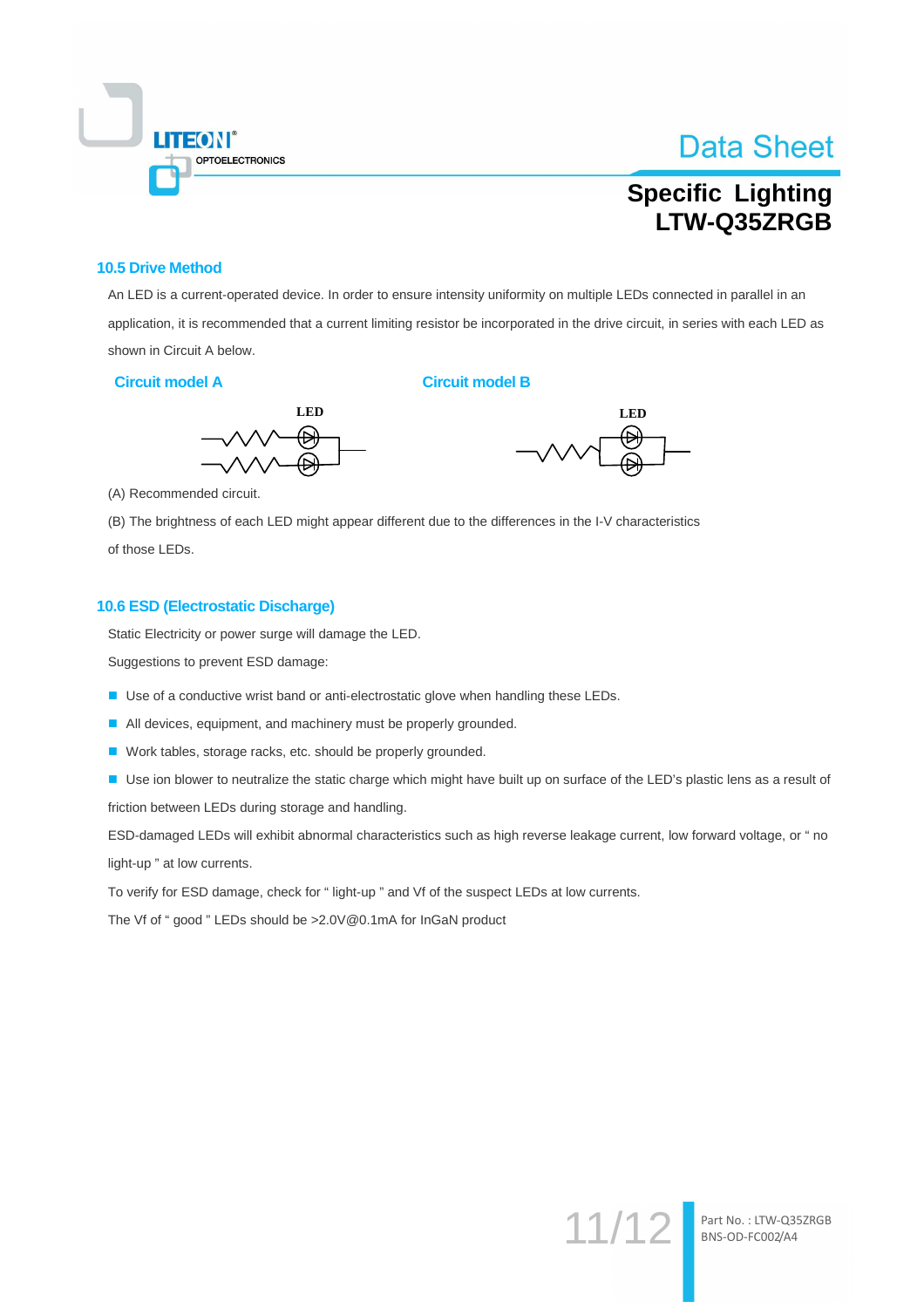### 10.5 Drive Method

An LED is a current-operated device. In order to ensure intensity uniformity on multiple LEDs connected in parallel in an application, it is recommended that a current limiting resistor be incorporated in the drive circuit, in series with each LED as shown in Circuit A below.

**Circuit model A** **Circuit model B**

(A) Recommended circuit.

(B) The brightness of each LED might appear different due to the differences in the I-V characteristics of those LEDs.

### 10.6 ESD (Electrostatic Discharge)

Static Electricity or power surge will damage the LED.

Suggestions to prevent ESD damage:

- Use of a conductive wrist band or anti-electrostatic glove when handling these LEDs.
- All devices, equipment, and machinery must be properly grounded.
- Work tables, storage racks, etc. should be properly grounded.
- Use ion blower to neutralize the static charge which might have built up on surface of the LED's plastic lens as a result of friction between LEDs during storage and handling.

ESD-damaged LEDs will exhibit abnormal characteristics such as high reverse leakage current, low forward voltage, or " no light-up " at low currents.

To verify for ESD damage, check for " light-up " and Vf of the suspect LEDs at low currents.

The Vf of " good " LEDs should be >2.0V@0.1mA for InGaN product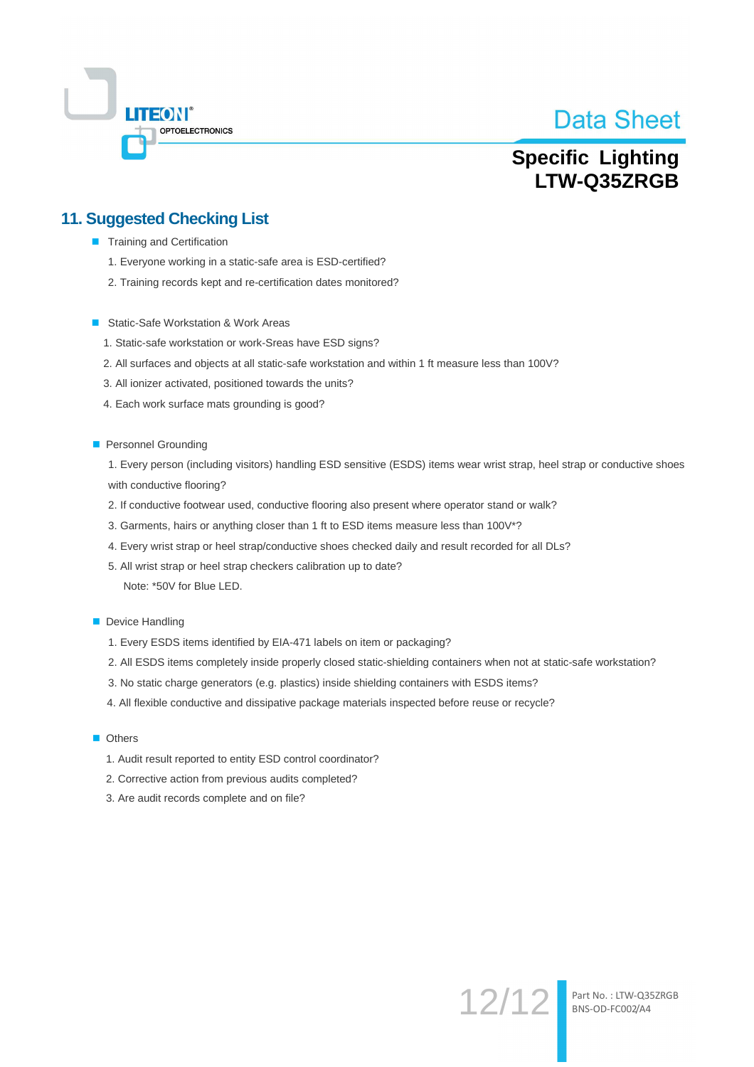## 11. Suggested Checking List

- Training and Certification

1. Everyone working in a static-safe area is ESD-certified?
2. Training records kept and re-certification dates monitored?

- Static-Safe Workstation & Work Areas

1. Static-safe workstation or work-Sreas have ESD signs?
2. All surfaces and objects at all static-safe workstation and within 1 ft measure less than 100V?
3. All ionizer activated, positioned towards the units?
4. Each work surface mats grounding is good?

- Personnel Grounding

1. Every person (including visitors) handling ESD sensitive (ESDS) items wear wrist strap, heel strap or conductive shoes with conductive flooring?
2. If conductive footwear used, conductive flooring also present where operator stand or walk?
3. Garments, hairs or anything closer than 1 ft to ESD items measure less than 100V*?
4. Every wrist strap or heel strap/conductive shoes checked daily and result recorded for all DLs?
5. All wrist strap or heel strap checkers calibration up to date?

Note: *50V for Blue LED.

- Device Handling

1. Every ESDS items identified by EIA-471 labels on item or packaging?
2. All ESDS items completely inside properly closed static-shielding containers when not at static-safe workstation?
3. No static charge generators (e.g. plastics) inside shielding containers with ESDS items?
4. All flexible conductive and dissipative package materials inspected before reuse or recycle?

- Others

1. Audit result reported to entity ESD control coordinator?
2. Corrective action from previous audits completed?
3. Are audit records complete and on file?